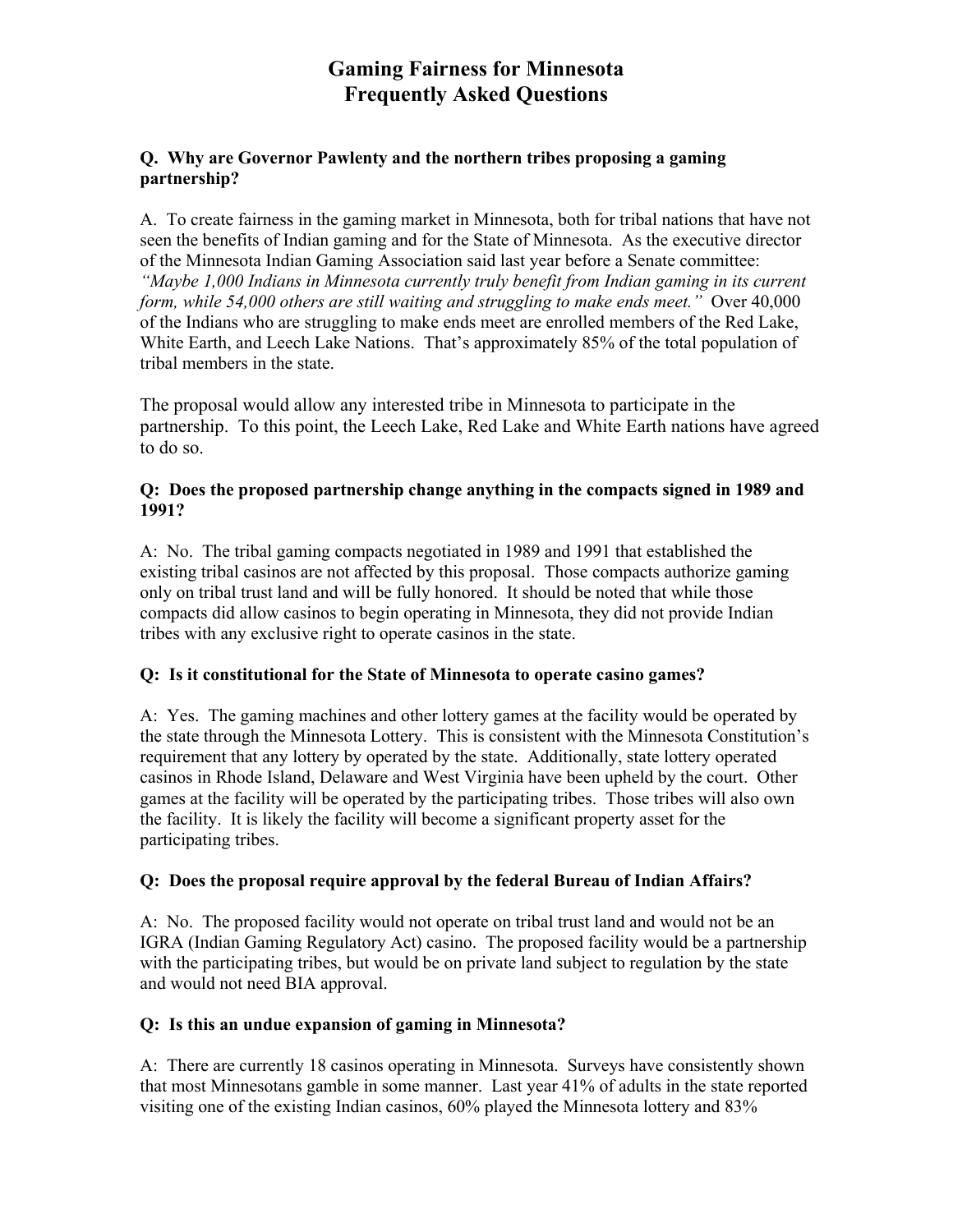# Gaming Fairness for Minnesota
# Frequently Asked Questions

**Q. Why are Governor Pawlenty and the northern tribes proposing a gaming partnership?**

A. To create fairness in the gaming market in Minnesota, both for tribal nations that have not seen the benefits of Indian gaming and for the State of Minnesota. As the executive director of the Minnesota Indian Gaming Association said last year before a Senate committee: *"Maybe 1,000 Indians in Minnesota currently truly benefit from Indian gaming in its current form, while 54,000 others are still waiting and struggling to make ends meet."* Over 40,000 of the Indians who are struggling to make ends meet are enrolled members of the Red Lake, White Earth, and Leech Lake Nations. That's approximately 85% of the total population of tribal members in the state.

The proposal would allow any interested tribe in Minnesota to participate in the partnership. To this point, the Leech Lake, Red Lake and White Earth nations have agreed to do so.

**Q: Does the proposed partnership change anything in the compacts signed in 1989 and 1991?**

A: No. The tribal gaming compacts negotiated in 1989 and 1991 that established the existing tribal casinos are not affected by this proposal. Those compacts authorize gaming only on tribal trust land and will be fully honored. It should be noted that while those compacts did allow casinos to begin operating in Minnesota, they did not provide Indian tribes with any exclusive right to operate casinos in the state.

**Q: Is it constitutional for the State of Minnesota to operate casino games?**

A: Yes. The gaming machines and other lottery games at the facility would be operated by the state through the Minnesota Lottery. This is consistent with the Minnesota Constitution's requirement that any lottery by operated by the state. Additionally, state lottery operated casinos in Rhode Island, Delaware and West Virginia have been upheld by the court. Other games at the facility will be operated by the participating tribes. Those tribes will also own the facility. It is likely the facility will become a significant property asset for the participating tribes.

**Q: Does the proposal require approval by the federal Bureau of Indian Affairs?**

A: No. The proposed facility would not operate on tribal trust land and would not be an IGRA (Indian Gaming Regulatory Act) casino. The proposed facility would be a partnership with the participating tribes, but would be on private land subject to regulation by the state and would not need BIA approval.

**Q: Is this an undue expansion of gaming in Minnesota?**

A: There are currently 18 casinos operating in Minnesota. Surveys have consistently shown that most Minnesotans gamble in some manner. Last year 41% of adults in the state reported visiting one of the existing Indian casinos, 60% played the Minnesota lottery and 83%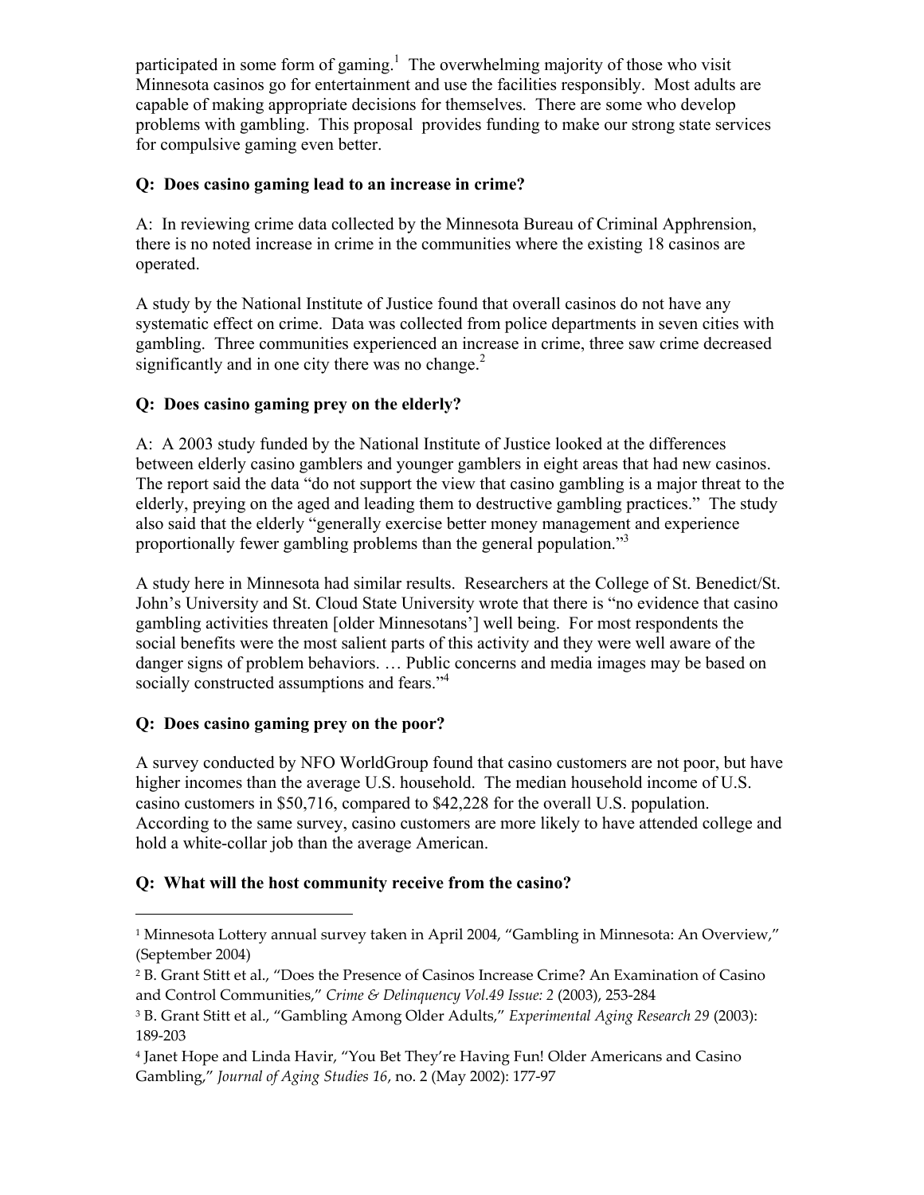participated in some form of gaming.[1] The overwhelming majority of those who visit Minnesota casinos go for entertainment and use the facilities responsibly. Most adults are capable of making appropriate decisions for themselves. There are some who develop problems with gambling. This proposal provides funding to make our strong state services for compulsive gaming even better.

**Q: Does casino gaming lead to an increase in crime?**

A: In reviewing crime data collected by the Minnesota Bureau of Criminal Apphrension, there is no noted increase in crime in the communities where the existing 18 casinos are operated.

A study by the National Institute of Justice found that overall casinos do not have any systematic effect on crime. Data was collected from police departments in seven cities with gambling. Three communities experienced an increase in crime, three saw crime decreased significantly and in one city there was no change.[2]

**Q: Does casino gaming prey on the elderly?**

A: A 2003 study funded by the National Institute of Justice looked at the differences between elderly casino gamblers and younger gamblers in eight areas that had new casinos. The report said the data "do not support the view that casino gambling is a major threat to the elderly, preying on the aged and leading them to destructive gambling practices." The study also said that the elderly "generally exercise better money management and experience proportionally fewer gambling problems than the general population."[3]

A study here in Minnesota had similar results. Researchers at the College of St. Benedict/St. John's University and St. Cloud State University wrote that there is "no evidence that casino gambling activities threaten [older Minnesotans'] well being. For most respondents the social benefits were the most salient parts of this activity and they were well aware of the danger signs of problem behaviors. … Public concerns and media images may be based on socially constructed assumptions and fears."[4]

**Q: Does casino gaming prey on the poor?**

A survey conducted by NFO WorldGroup found that casino customers are not poor, but have higher incomes than the average U.S. household. The median household income of U.S. casino customers in $50,716, compared to $42,228 for the overall U.S. population. According to the same survey, casino customers are more likely to have attended college and hold a white-collar job than the average American.

**Q: What will the host community receive from the casino?**

---

[1] Minnesota Lottery annual survey taken in April 2004, "Gambling in Minnesota: An Overview," (September 2004)

[2] B. Grant Stitt et al., "Does the Presence of Casinos Increase Crime? An Examination of Casino and Control Communities," *Crime & Delinquency Vol.49 Issue: 2* (2003), 253-284

[3] B. Grant Stitt et al., "Gambling Among Older Adults," *Experimental Aging Research 29* (2003): 189-203

[4] Janet Hope and Linda Havir, "You Bet They're Having Fun! Older Americans and Casino Gambling," *Journal of Aging Studies 16*, no. 2 (May 2002): 177-97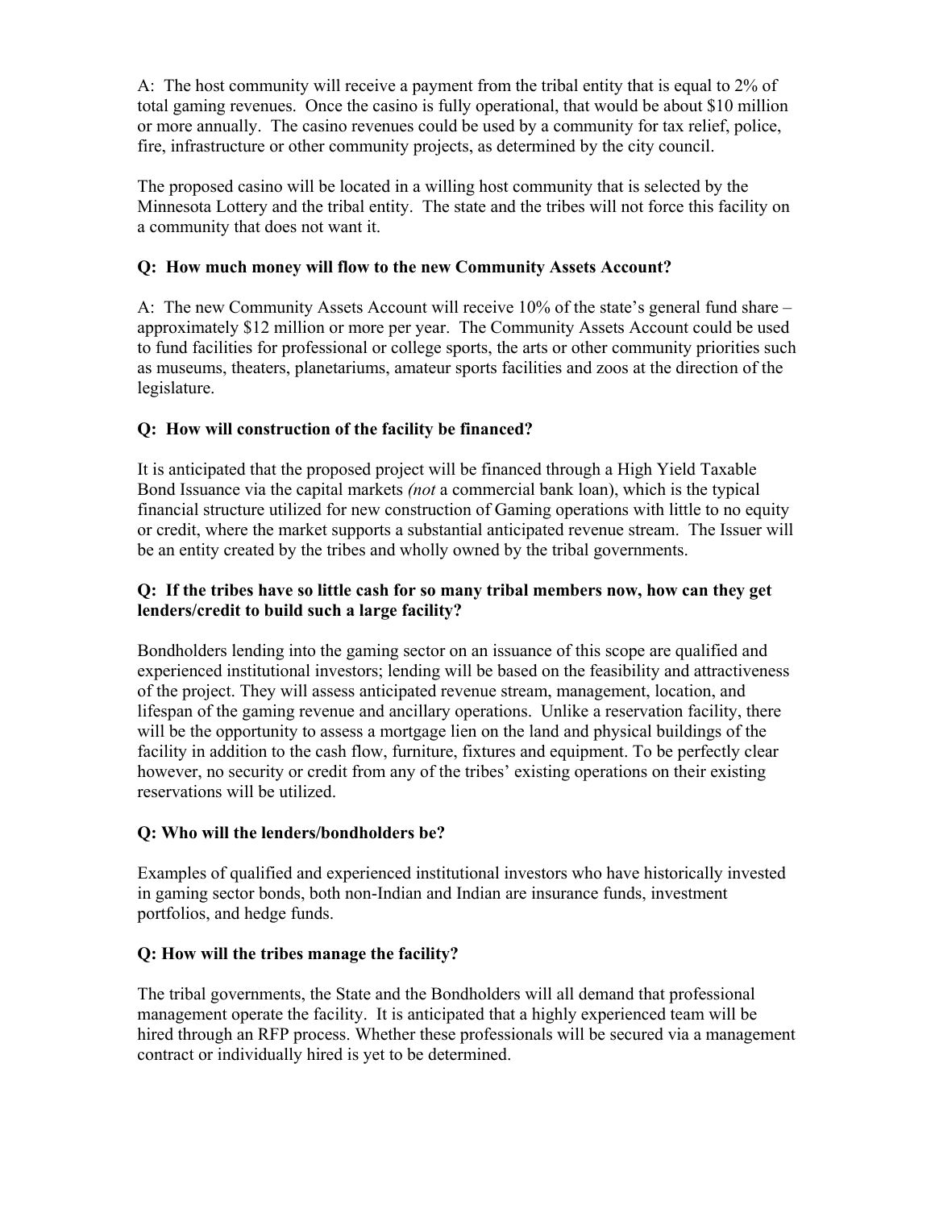A: The host community will receive a payment from the tribal entity that is equal to 2% of total gaming revenues. Once the casino is fully operational, that would be about $10 million or more annually. The casino revenues could be used by a community for tax relief, police, fire, infrastructure or other community projects, as determined by the city council.

The proposed casino will be located in a willing host community that is selected by the Minnesota Lottery and the tribal entity. The state and the tribes will not force this facility on a community that does not want it.

**Q: How much money will flow to the new Community Assets Account?**

A: The new Community Assets Account will receive 10% of the state's general fund share – approximately $12 million or more per year. The Community Assets Account could be used to fund facilities for professional or college sports, the arts or other community priorities such as museums, theaters, planetariums, amateur sports facilities and zoos at the direction of the legislature.

**Q: How will construction of the facility be financed?**

It is anticipated that the proposed project will be financed through a High Yield Taxable Bond Issuance via the capital markets *(not* a commercial bank loan), which is the typical financial structure utilized for new construction of Gaming operations with little to no equity or credit, where the market supports a substantial anticipated revenue stream. The Issuer will be an entity created by the tribes and wholly owned by the tribal governments.

**Q: If the tribes have so little cash for so many tribal members now, how can they get lenders/credit to build such a large facility?**

Bondholders lending into the gaming sector on an issuance of this scope are qualified and experienced institutional investors; lending will be based on the feasibility and attractiveness of the project. They will assess anticipated revenue stream, management, location, and lifespan of the gaming revenue and ancillary operations. Unlike a reservation facility, there will be the opportunity to assess a mortgage lien on the land and physical buildings of the facility in addition to the cash flow, furniture, fixtures and equipment. To be perfectly clear however, no security or credit from any of the tribes' existing operations on their existing reservations will be utilized.

**Q: Who will the lenders/bondholders be?**

Examples of qualified and experienced institutional investors who have historically invested in gaming sector bonds, both non-Indian and Indian are insurance funds, investment portfolios, and hedge funds.

**Q: How will the tribes manage the facility?**

The tribal governments, the State and the Bondholders will all demand that professional management operate the facility. It is anticipated that a highly experienced team will be hired through an RFP process. Whether these professionals will be secured via a management contract or individually hired is yet to be determined.